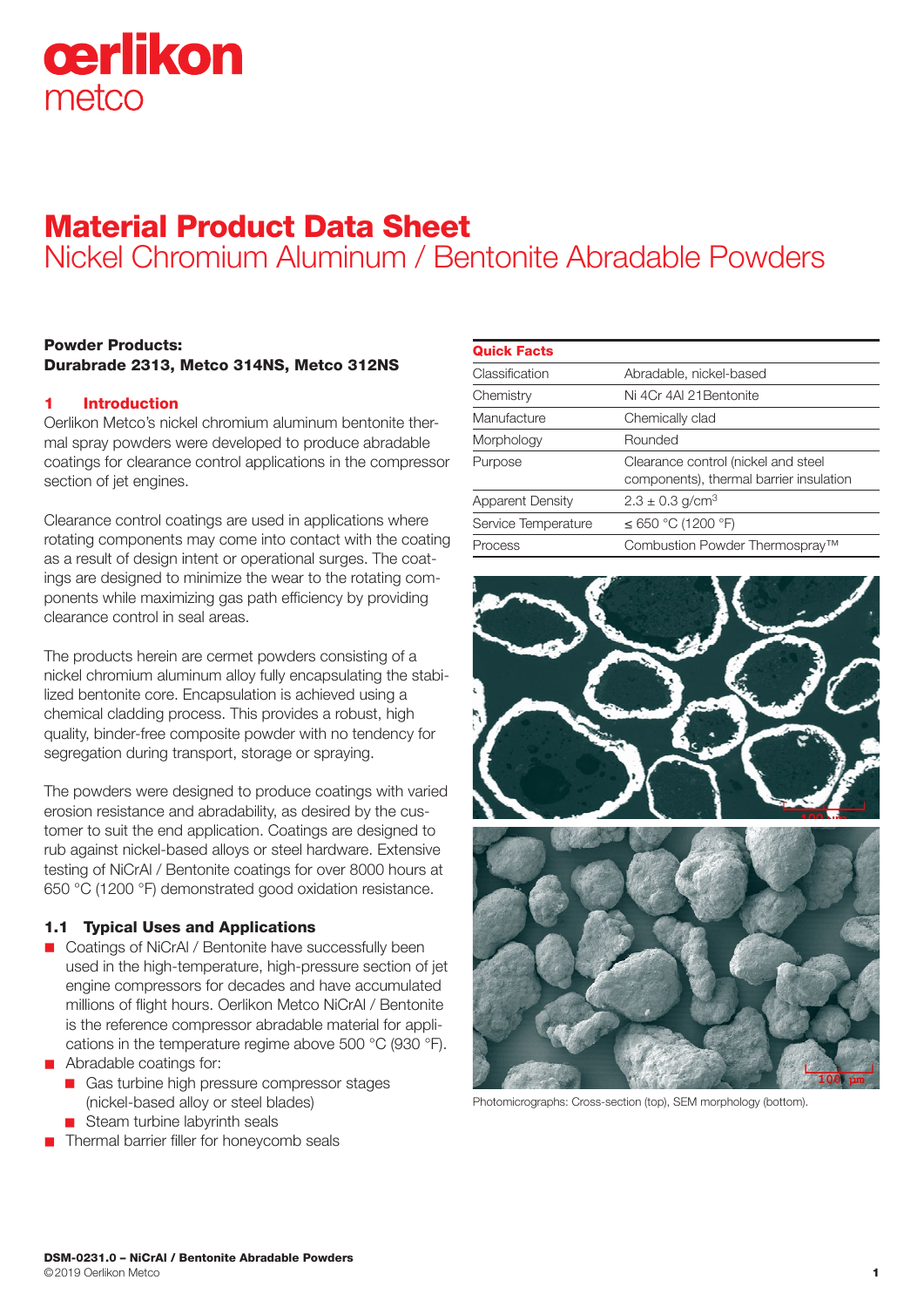# Material Product Data Sheet

## Nickel Chromium Aluminum / Bentonite Abradable Powders

**Powder Products:**
**Durabrade 2313, Metco 314NS, Metco 312NS**

## 1 Introduction

Oerlikon Metco's nickel chromium aluminum bentonite thermal spray powders were developed to produce abradable coatings for clearance control applications in the compressor section of jet engines.

Clearance control coatings are used in applications where rotating components may come into contact with the coating as a result of design intent or operational surges. The coatings are designed to minimize the wear to the rotating components while maximizing gas path efficiency by providing clearance control in seal areas.

The products herein are cermet powders consisting of a nickel chromium aluminum alloy fully encapsulating the stabilized bentonite core. Encapsulation is achieved using a chemical cladding process. This provides a robust, high quality, binder-free composite powder with no tendency for segregation during transport, storage or spraying.

The powders were designed to produce coatings with varied erosion resistance and abradability, as desired by the customer to suit the end application. Coatings are designed to rub against nickel-based alloys or steel hardware. Extensive testing of NiCrAl / Bentonite coatings for over 8000 hours at 650 °C (1200 °F) demonstrated good oxidation resistance.

### 1.1 Typical Uses and Applications

- Coatings of NiCrAl / Bentonite have successfully been used in the high-temperature, high-pressure section of jet engine compressors for decades and have accumulated millions of flight hours. Oerlikon Metco NiCrAl / Bentonite is the reference compressor abradable material for applications in the temperature regime above 500 °C (930 °F).
- Abradable coatings for:
  - Gas turbine high pressure compressor stages (nickel-based alloy or steel blades)
  - Steam turbine labyrinth seals
- Thermal barrier filler for honeycomb seals

| Quick Facts | |
|---|---|
| Classification | Abradable, nickel-based |
| Chemistry | Ni 4Cr 4Al 21Bentonite |
| Manufacture | Chemically clad |
| Morphology | Rounded |
| Purpose | Clearance control (nickel and steel components), thermal barrier insulation |
| Apparent Density | 2.3 ± 0.3 g/cm$^3$ |
| Service Temperature | ≤ 650 °C (1200 °F) |
| Process | Combustion Powder Thermospray™ |

Photomicrographs: Cross-section (top), SEM morphology (bottom).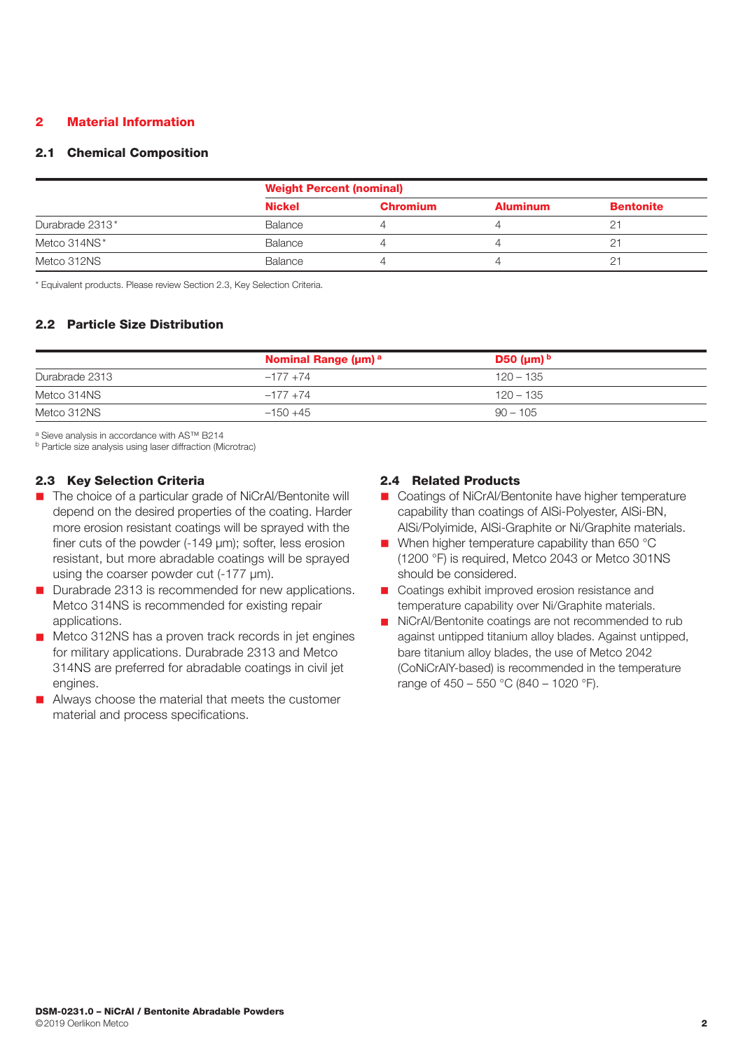## 2 Material Information

### 2.1 Chemical Composition

| | Weight Percent (nominal) | | | |
|---|---|---|---|---|
| | Nickel | Chromium | Aluminum | Bentonite |
| Durabrade 2313* | Balance | 4 | 4 | 21 |
| Metco 314NS* | Balance | 4 | 4 | 21 |
| Metco 312NS | Balance | 4 | 4 | 21 |

* Equivalent products. Please review Section 2.3, Key Selection Criteria.

### 2.2 Particle Size Distribution

| | Nominal Range (µm) [a] | D50 (µm) [b] |
|---|---|---|
| Durabrade 2313 | −177 +74 | 120 – 135 |
| Metco 314NS | −177 +74 | 120 – 135 |
| Metco 312NS | −150 +45 | 90 – 105 |

[a] Sieve analysis in accordance with AS™ B214
[b] Particle size analysis using laser diffraction (Microtrac)

### 2.3 Key Selection Criteria

- The choice of a particular grade of NiCrAl/Bentonite will depend on the desired properties of the coating. Harder more erosion resistant coatings will be sprayed with the finer cuts of the powder (-149 µm); softer, less erosion resistant, but more abradable coatings will be sprayed using the coarser powder cut (-177 µm).
- Durabrade 2313 is recommended for new applications. Metco 314NS is recommended for existing repair applications.
- Metco 312NS has a proven track records in jet engines for military applications. Durabrade 2313 and Metco 314NS are preferred for abradable coatings in civil jet engines.
- Always choose the material that meets the customer material and process specifications.

### 2.4 Related Products

- Coatings of NiCrAl/Bentonite have higher temperature capability than coatings of AlSi-Polyester, AlSi-BN, AlSi/Polyimide, AlSi-Graphite or Ni/Graphite materials.
- When higher temperature capability than 650 °C (1200 °F) is required, Metco 2043 or Metco 301NS should be considered.
- Coatings exhibit improved erosion resistance and temperature capability over Ni/Graphite materials.
- NiCrAl/Bentonite coatings are not recommended to rub against untipped titanium alloy blades. Against untipped, bare titanium alloy blades, the use of Metco 2042 (CoNiCrAlY-based) is recommended in the temperature range of 450 – 550 °C (840 – 1020 °F).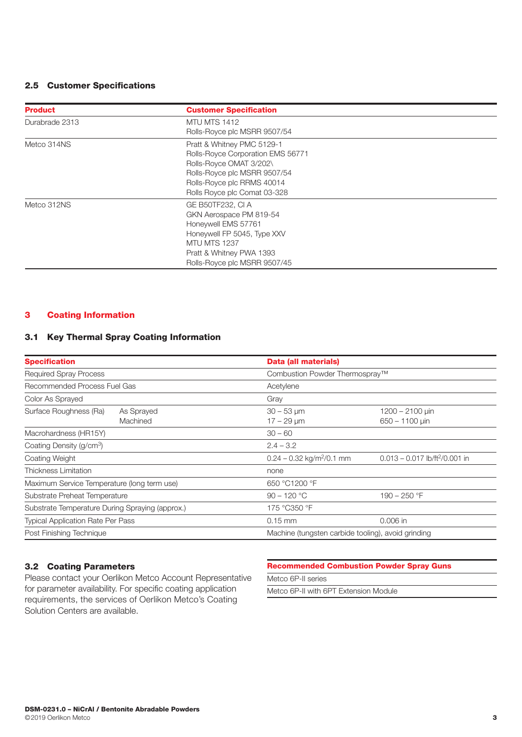## 2.5 Customer Specifications

| Product | Customer Specification |
|---|---|
| Durabrade 2313 | MTU MTS 1412<br>Rolls-Royce plc MSRR 9507/54 |
| Metco 314NS | Pratt & Whitney PMC 5129-1<br>Rolls-Royce Corporation EMS 56771<br>Rolls-Royce OMAT 3/202\<br>Rolls-Royce plc MSRR 9507/54<br>Rolls-Royce plc RRMS 40014<br>Rolls Royce plc Comat 03-328 |
| Metco 312NS | GE B50TF232, Cl A<br>GKN Aerospace PM 819-54<br>Honeywell EMS 57761<br>Honeywell FP 5045, Type XXV<br>MTU MTS 1237<br>Pratt & Whitney PWA 1393<br>Rolls-Royce plc MSRR 9507/45 |

# 3 Coating Information

## 3.1 Key Thermal Spray Coating Information

| Specification | | Data (all materials) | |
|---|---|---|---|
| Required Spray Process | | Combustion Powder Thermospray™ | |
| Recommended Process Fuel Gas | | Acetylene | |
| Color As Sprayed | | Gray | |
| Surface Roughness (Ra) | As Sprayed<br>Machined | 30 – 53 µm<br>17 – 29 µm | 1200 – 2100 µin<br>650 – 1100 µin |
| Macrohardness (HR15Y) | | 30 – 60 | |
| Coating Density (g/cm$^3$) | | 2.4 – 3.2 | |
| Coating Weight | | 0.24 – 0.32 kg/m$^2$/0.1 mm | 0.013 – 0.017 lb/ft$^2$/0.001 in |
| Thickness Limitation | | none | |
| Maximum Service Temperature (long term use) | | 650 °C1200 °F | |
| Substrate Preheat Temperature | | 90 – 120 °C | 190 – 250 °F |
| Substrate Temperature During Spraying (approx.) | | 175 °C350 °F | |
| Typical Application Rate Per Pass | | 0.15 mm | 0.006 in |
| Post Finishing Technique | | Machine (tungsten carbide tooling), avoid grinding | |

## 3.2 Coating Parameters

Please contact your Oerlikon Metco Account Representative for parameter availability. For specific coating application requirements, the services of Oerlikon Metco's Coating Solution Centers are available.

| Recommended Combustion Powder Spray Guns |
|---|
| Metco 6P-II series |
| Metco 6P-II with 6PT Extension Module |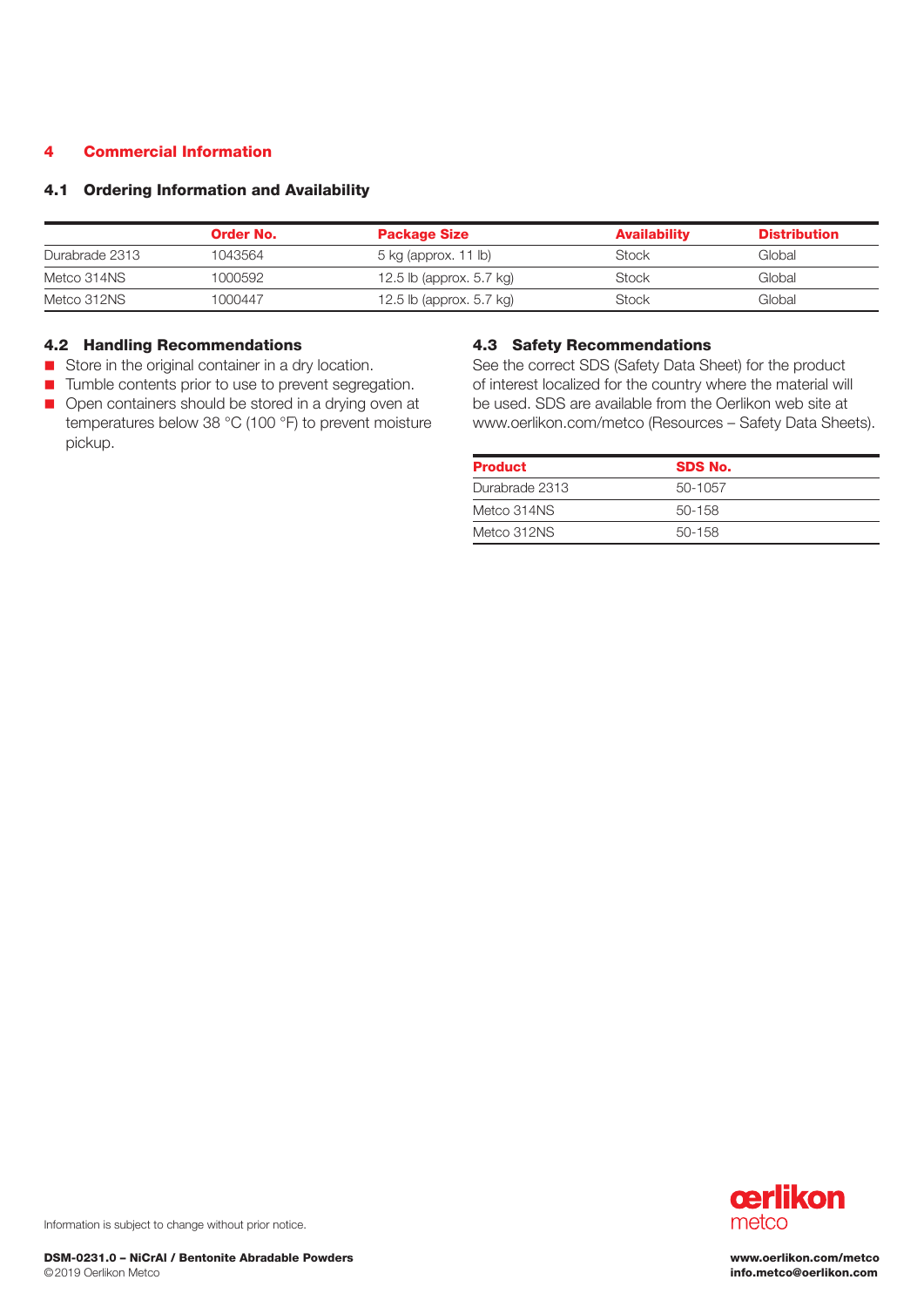# 4 Commercial Information

## 4.1 Ordering Information and Availability

| | Order No. | Package Size | Availability | Distribution |
|---|---|---|---|---|
| Durabrade 2313 | 1043564 | 5 kg (approx. 11 lb) | Stock | Global |
| Metco 314NS | 1000592 | 12.5 lb (approx. 5.7 kg) | Stock | Global |
| Metco 312NS | 1000447 | 12.5 lb (approx. 5.7 kg) | Stock | Global |

## 4.2 Handling Recommendations

- Store in the original container in a dry location.
- Tumble contents prior to use to prevent segregation.
- Open containers should be stored in a drying oven at temperatures below 38 °C (100 °F) to prevent moisture pickup.

## 4.3 Safety Recommendations

See the correct SDS (Safety Data Sheet) for the product of interest localized for the country where the material will be used. SDS are available from the Oerlikon web site at www.oerlikon.com/metco (Resources – Safety Data Sheets).

| Product | SDS No. |
|---|---|
| Durabrade 2313 | 50-1057 |
| Metco 314NS | 50-158 |
| Metco 312NS | 50-158 |

Information is subject to change without prior notice.

**DSM-0231.0 – NiCrAl / Bentonite Abradable Powders**
©2019 Oerlikon Metco

**www.oerlikon.com/metco**
**info.metco@oerlikon.com**